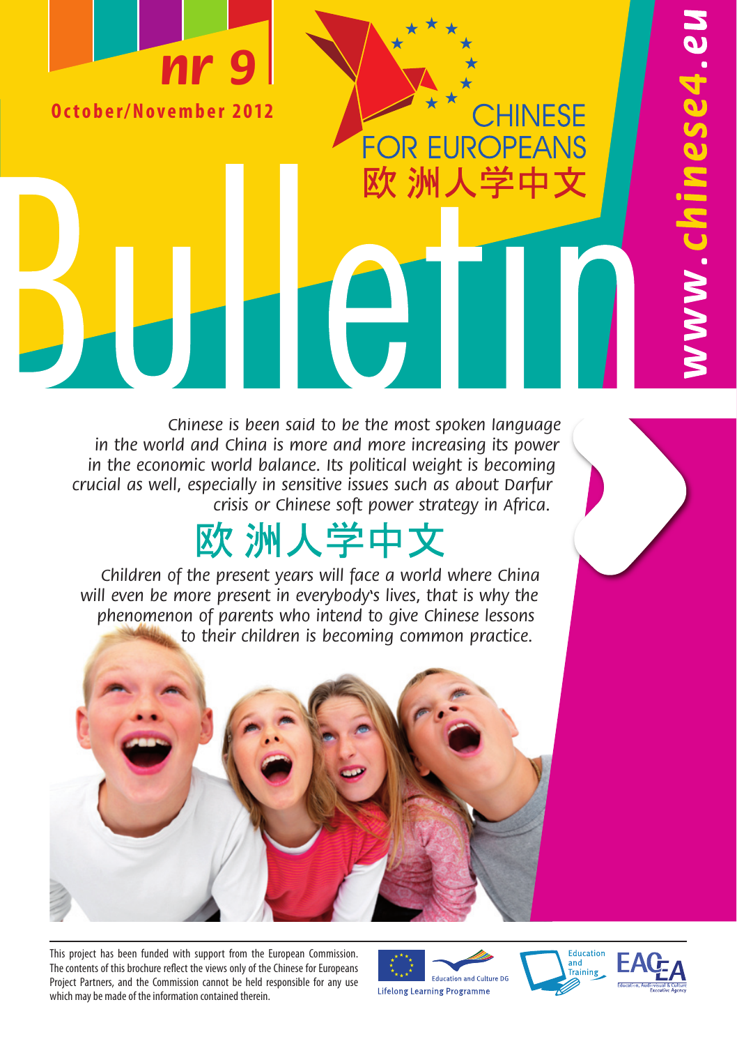**nr 9**

**October/November 2012**

CHINESE FOR EUROPEANS
欧洲人学中文

# Bulletin

**www.chinese4.eu**

*Chinese is been said to be the most spoken language in the world and China is more and more increasing its power in the economic world balance. Its political weight is becoming crucial as well, especially in sensitive issues such as about Darfur crisis or Chinese soft power strategy in Africa.*

## 欧洲人学中文

*Children of the present years will face a world where China will even be more present in everybody's lives, that is why the phenomenon of parents who intend to give Chinese lessons to their children is becoming common practice.*

This project has been funded with support from the European Commission. The contents of this brochure reflect the views only of the Chinese for Europeans Project Partners, and the Commission cannot be held responsible for any use which may be made of the information contained therein.

Education and Culture DG — Lifelong Learning Programme

Education and Training

EACEA — Education, Audiovisual & Culture Executive Agency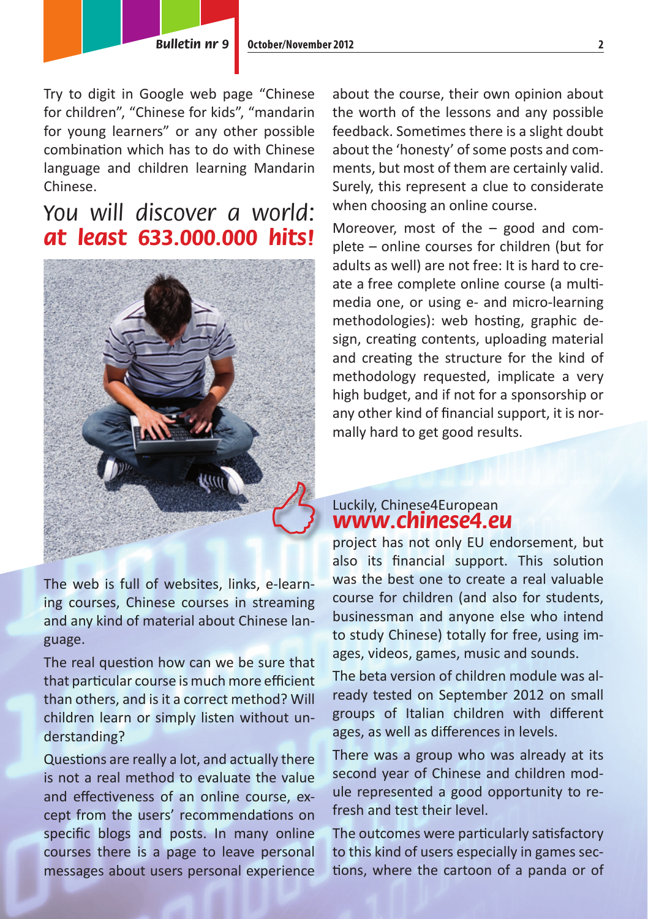Try to digit in Google web page “Chinese for children”, “Chinese for kids”, “mandarin for young learners” or any other possible combination which has to do with Chinese language and children learning Mandarin Chinese.

## *You will discover a world:* ***at least 633.000.000 hits!***

The web is full of websites, links, e-learning courses, Chinese courses in streaming and any kind of material about Chinese language.

The real question how can we be sure that that particular course is much more efficient than others, and is it a correct method? Will children learn or simply listen without understanding?

Questions are really a lot, and actually there is not a real method to evaluate the value and effectiveness of an online course, except from the users’ recommendations on specific blogs and posts. In many online courses there is a page to leave personal messages about users personal experience about the course, their own opinion about the worth of the lessons and any possible feedback. Sometimes there is a slight doubt about the ‘honesty’ of some posts and comments, but most of them are certainly valid. Surely, this represent a clue to considerate when choosing an online course.

Moreover, most of the – good and complete – online courses for children (but for adults as well) are not free: It is hard to create a free complete online course (a multimedia one, or using e- and micro-learning methodologies): web hosting, graphic design, creating contents, uploading material and creating the structure for the kind of methodology requested, implicate a very high budget, and if not for a sponsorship or any other kind of financial support, it is normally hard to get good results.

Luckily, Chinese4European **www.chinese4.eu** project has not only EU endorsement, but also its financial support. This solution was the best one to create a real valuable course for children (and also for students, businessman and anyone else who intend to study Chinese) totally for free, using images, videos, games, music and sounds.

The beta version of children module was already tested on September 2012 on small groups of Italian children with different ages, as well as differences in levels.

There was a group who was already at its second year of Chinese and children module represented a good opportunity to refresh and test their level.

The outcomes were particularly satisfactory to this kind of users especially in games sections, where the cartoon of a panda or of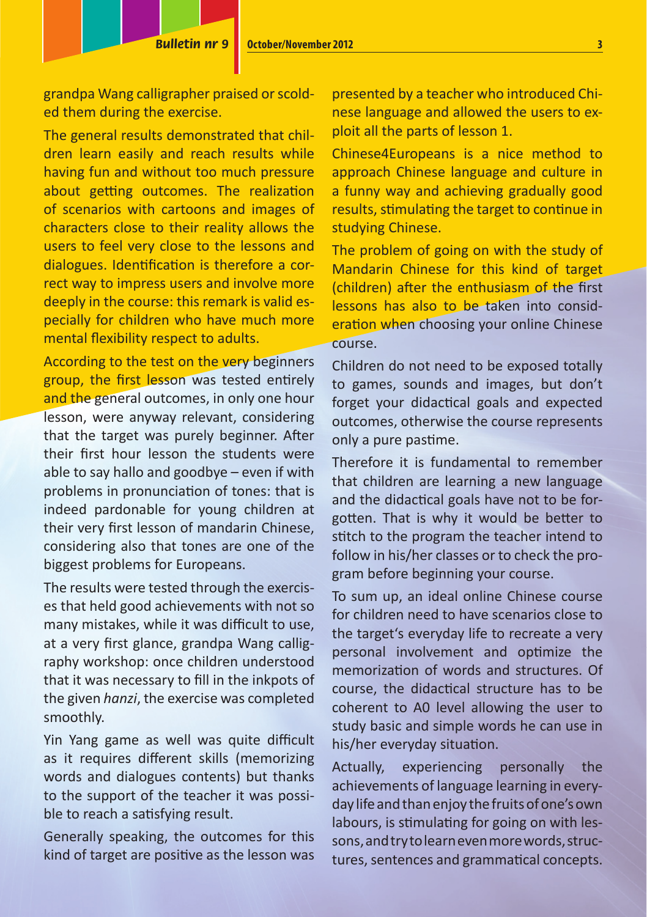grandpa Wang calligrapher praised or scolded them during the exercise.

The general results demonstrated that children learn easily and reach results while having fun and without too much pressure about getting outcomes. The realization of scenarios with cartoons and images of characters close to their reality allows the users to feel very close to the lessons and dialogues. Identification is therefore a correct way to impress users and involve more deeply in the course: this remark is valid especially for children who have much more mental flexibility respect to adults.

According to the test on the very beginners group, the first lesson was tested entirely and the general outcomes, in only one hour lesson, were anyway relevant, considering that the target was purely beginner. After their first hour lesson the students were able to say hallo and goodbye – even if with problems in pronunciation of tones: that is indeed pardonable for young children at their very first lesson of mandarin Chinese, considering also that tones are one of the biggest problems for Europeans.

The results were tested through the exercises that held good achievements with not so many mistakes, while it was difficult to use, at a very first glance, grandpa Wang calligraphy workshop: once children understood that it was necessary to fill in the inkpots of the given *hanzi*, the exercise was completed smoothly.

Yin Yang game as well was quite difficult as it requires different skills (memorizing words and dialogues contents) but thanks to the support of the teacher it was possible to reach a satisfying result.

Generally speaking, the outcomes for this kind of target are positive as the lesson was presented by a teacher who introduced Chinese language and allowed the users to exploit all the parts of lesson 1.

Chinese4Europeans is a nice method to approach Chinese language and culture in a funny way and achieving gradually good results, stimulating the target to continue in studying Chinese.

The problem of going on with the study of Mandarin Chinese for this kind of target (children) after the enthusiasm of the first lessons has also to be taken into consideration when choosing your online Chinese course.

Children do not need to be exposed totally to games, sounds and images, but don't forget your didactical goals and expected outcomes, otherwise the course represents only a pure pastime.

Therefore it is fundamental to remember that children are learning a new language and the didactical goals have not to be forgotten. That is why it would be better to stitch to the program the teacher intend to follow in his/her classes or to check the program before beginning your course.

To sum up, an ideal online Chinese course for children need to have scenarios close to the target's everyday life to recreate a very personal involvement and optimize the memorization of words and structures. Of course, the didactical structure has to be coherent to A0 level allowing the user to study basic and simple words he can use in his/her everyday situation.

Actually, experiencing personally the achievements of language learning in everyday life and than enjoy the fruits of one's own labours, is stimulating for going on with lessons, and try to learn even more words, structures, sentences and grammatical concepts.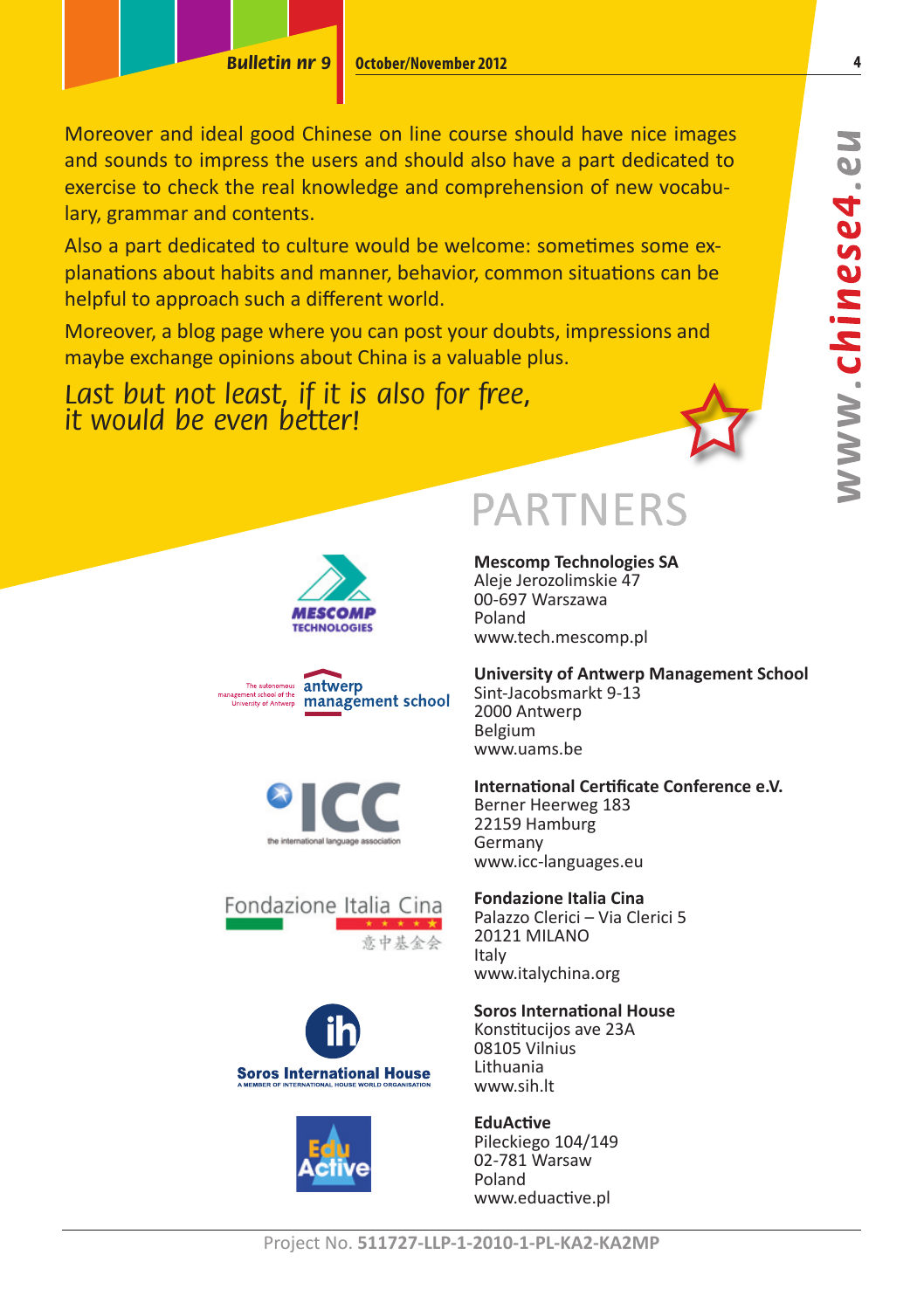Moreover and ideal good Chinese on line course should have nice images and sounds to impress the users and should also have a part dedicated to exercise to check the real knowledge and comprehension of new vocabulary, grammar and contents.

Also a part dedicated to culture would be welcome: sometimes some explanations about habits and manner, behavior, common situations can be helpful to approach such a different world.

Moreover, a blog page where you can post your doubts, impressions and maybe exchange opinions about China is a valuable plus.

*Last but not least, if it is also for free, it would be even better!*

# PARTNERS

**Mescomp Technologies SA**
Aleje Jerozolimskie 47
00-697 Warszawa
Poland
www.tech.mescomp.pl

**University of Antwerp Management School**
Sint-Jacobsmarkt 9-13
2000 Antwerp
Belgium
www.uams.be

**International Certificate Conference e.V.**
Berner Heerweg 183
22159 Hamburg
Germany
www.icc-languages.eu

**Fondazione Italia Cina**
Palazzo Clerici – Via Clerici 5
20121 MILANO
Italy
www.italychina.org

**Soros International House**
Konstitucijos ave 23A
08105 Vilnius
Lithuania
www.sih.lt

**EduActive**
Pileckiego 104/149
02-781 Warsaw
Poland
www.eduactive.pl

Project No. **511727-LLP-1-2010-1-PL-KA2-KA2MP**